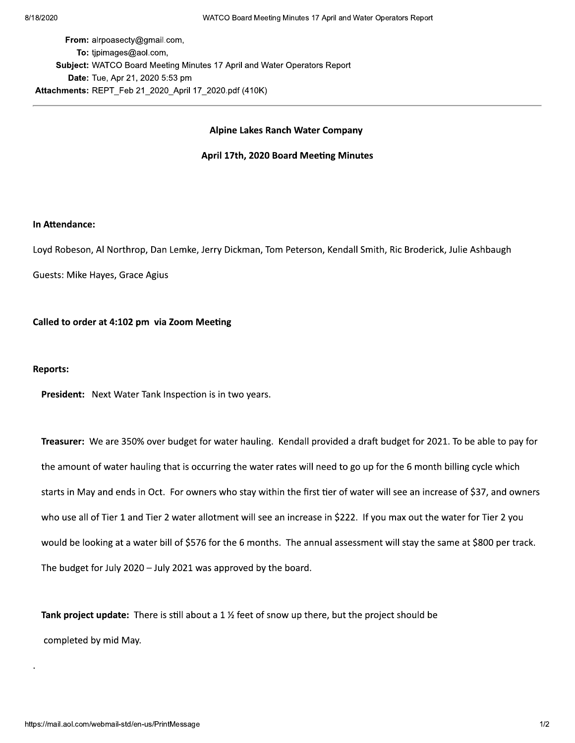**From:** alrpoasecty@gmail.com,
**To:** tjpimages@aol.com,
**Subject:** WATCO Board Meeting Minutes 17 April and Water Operators Report
**Date:** Tue, Apr 21, 2020 5:53 pm
**Attachments:** REPT_Feb 21_2020_April 17_2020.pdf (410K)

---

**Alpine Lakes Ranch Water Company**

**April 17th, 2020 Board Meeting Minutes**

**In Attendance:**

Loyd Robeson, Al Northrop, Dan Lemke, Jerry Dickman, Tom Peterson, Kendall Smith, Ric Broderick, Julie Ashbaugh

Guests: Mike Hayes, Grace Agius

**Called to order at 4:102 pm via Zoom Meeting**

**Reports:**

**President:** Next Water Tank Inspection is in two years.

**Treasurer:** We are 350% over budget for water hauling. Kendall provided a draft budget for 2021. To be able to pay for the amount of water hauling that is occurring the water rates will need to go up for the 6 month billing cycle which starts in May and ends in Oct. For owners who stay within the first tier of water will see an increase of $37, and owners who use all of Tier 1 and Tier 2 water allotment will see an increase in $222. If you max out the water for Tier 2 you would be looking at a water bill of $576 for the 6 months. The annual assessment will stay the same at $800 per track. The budget for July 2020 – July 2021 was approved by the board.

**Tank project update:** There is still about a 1 ½ feet of snow up there, but the project should be completed by mid May.

.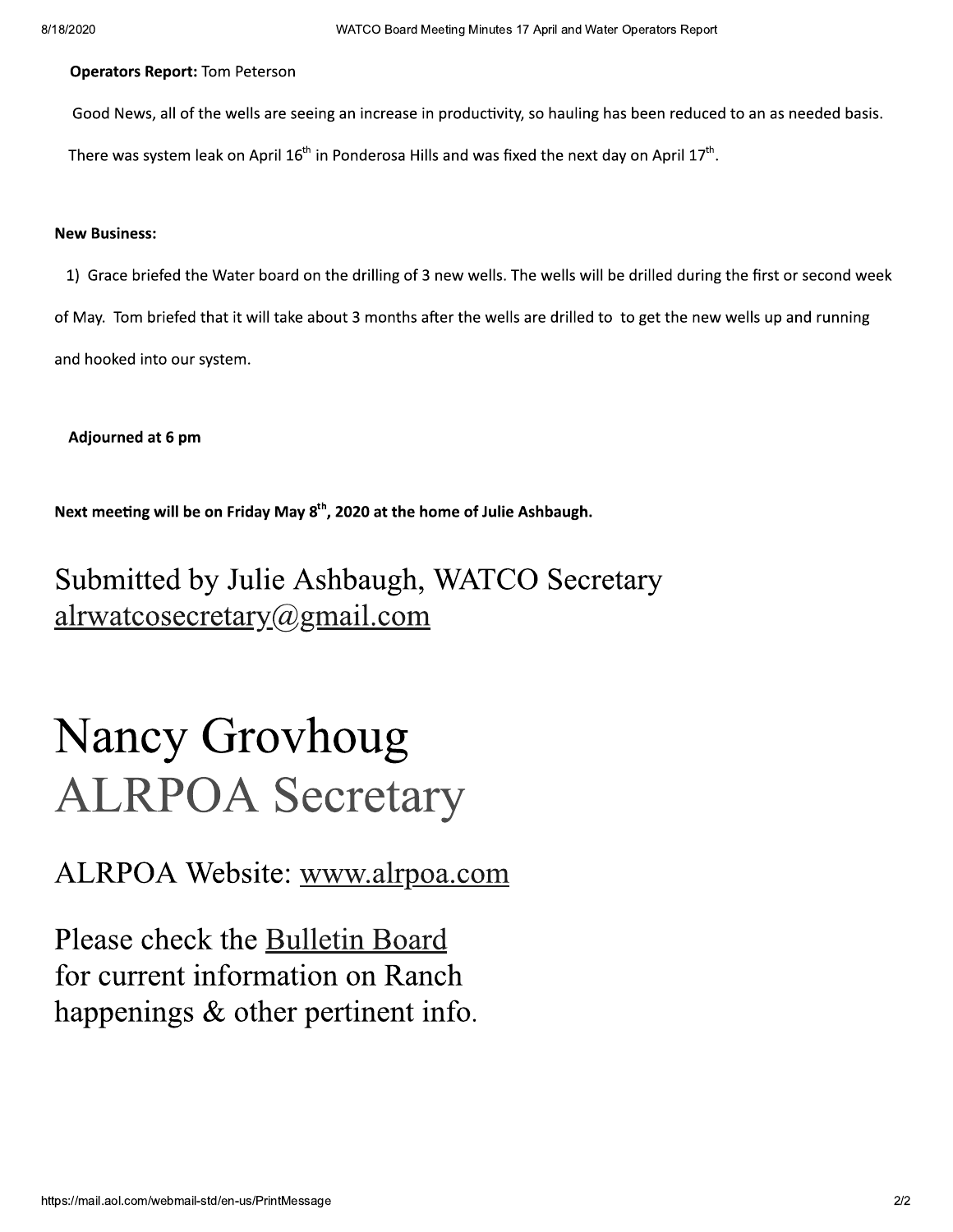**Operators Report:** Tom Peterson

Good News, all of the wells are seeing an increase in productivity, so hauling has been reduced to an as needed basis.

There was system leak on April 16th in Ponderosa Hills and was fixed the next day on April 17th.

**New Business:**

1) Grace briefed the Water board on the drilling of 3 new wells. The wells will be drilled during the first or second week of May. Tom briefed that it will take about 3 months after the wells are drilled to to get the new wells up and running and hooked into our system.

**Adjourned at 6 pm**

**Next meeting will be on Friday May 8th, 2020 at the home of Julie Ashbaugh.**

Submitted by Julie Ashbaugh, WATCO Secretary
alrwatcosecretary@gmail.com

# Nancy Grovhoug
# ALRPOA Secretary

ALRPOA Website: www.alrpoa.com

Please check the Bulletin Board for current information on Ranch happenings & other pertinent info.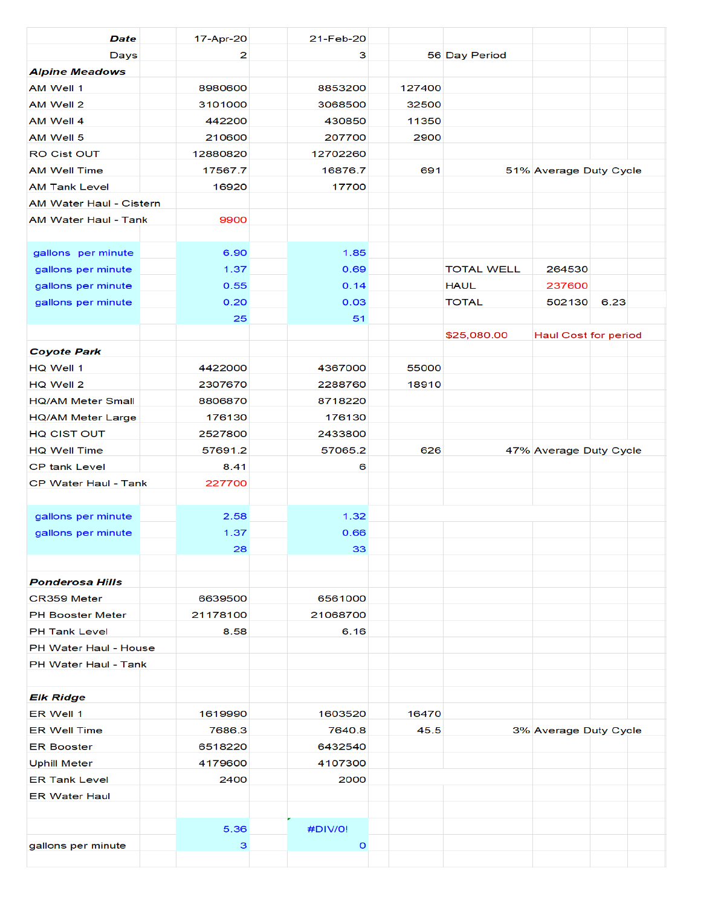| **Date** | 17-Apr-20 | 21-Feb-20 | | | | |
|---|---|---|---|---|---|---|
| Days | 2 | 3 | 56 | Day Period | | |
| ***Alpine Meadows*** | | | | | | |
| AM Well 1 | 8980600 | 8853200 | 127400 | | | |
| AM Well 2 | 3101000 | 3068500 | 32500 | | | |
| AM Well 4 | 442200 | 430850 | 11350 | | | |
| AM Well 5 | 210600 | 207700 | 2900 | | | |
| RO Cist OUT | 12880820 | 12702260 | | | | |
| AM Well Time | 17567.7 | 16876.7 | 691 | 51% Average Duty Cycle | | |
| AM Tank Level | 16920 | 17700 | | | | |
| AM Water Haul - Cistern | | | | | | |
| AM Water Haul - Tank | 9900 | | | | | |
| | | | | | | |
| gallons per minute | 6.90 | 1.85 | | | | |
| gallons per minute | 1.37 | 0.69 | | TOTAL WELL | 264530 | |
| gallons per minute | 0.55 | 0.14 | | HAUL | 237600 | |
| gallons per minute | 0.20 | 0.03 | | TOTAL | 502130 | 6.23 |
| | 25 | 51 | | | | |
| | | | | $25,080.00 | Haul Cost for period | |
| ***Coyote Park*** | | | | | | |
| HQ Well 1 | 4422000 | 4367000 | 55000 | | | |
| HQ Well 2 | 2307670 | 2288760 | 18910 | | | |
| HQ/AM Meter Small | 8806870 | 8718220 | | | | |
| HQ/AM Meter Large | 176130 | 176130 | | | | |
| HQ CIST OUT | 2527800 | 2433800 | | | | |
| HQ Well Time | 57691.2 | 57065.2 | 626 | 47% Average Duty Cycle | | |
| CP tank Level | 8.41 | 6 | | | | |
| CP Water Haul - Tank | 227700 | | | | | |
| | | | | | | |
| gallons per minute | 2.58 | 1.32 | | | | |
| gallons per minute | 1.37 | 0.66 | | | | |
| | 28 | 33 | | | | |
| | | | | | | |
| ***Ponderosa Hills*** | | | | | | |
| CR359 Meter | 6639500 | 6561000 | | | | |
| PH Booster Meter | 21178100 | 21068700 | | | | |
| PH Tank Level | 8.58 | 6.16 | | | | |
| PH Water Haul - House | | | | | | |
| PH Water Haul - Tank | | | | | | |
| | | | | | | |
| ***Elk Ridge*** | | | | | | |
| ER Well 1 | 1619990 | 1603520 | 16470 | | | |
| ER Well Time | 7686.3 | 7640.8 | 45.5 | 3% Average Duty Cycle | | |
| ER Booster | 6518220 | 6432540 | | | | |
| Uphill Meter | 4179600 | 4107300 | | | | |
| ER Tank Level | 2400 | 2000 | | | | |
| ER Water Haul | | | | | | |
| | | | | | | |
| | 5.36 | #DIV/0! | | | | |
| gallons per minute | 3 | 0 | | | | |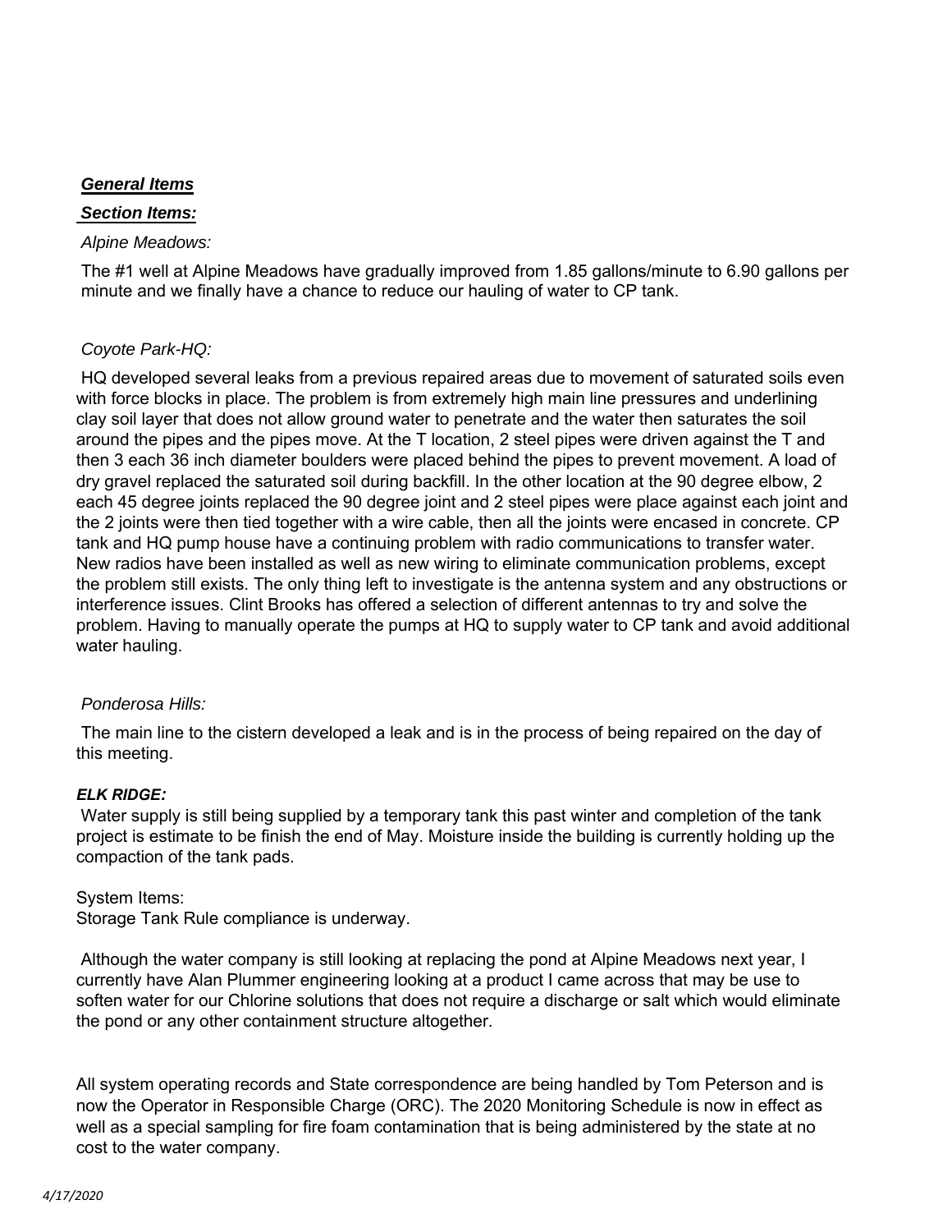***General Items***

***Section Items:***

*Alpine Meadows:*

The #1 well at Alpine Meadows have gradually improved from 1.85 gallons/minute to 6.90 gallons per minute and we finally have a chance to reduce our hauling of water to CP tank.

*Coyote Park-HQ:*

HQ developed several leaks from a previous repaired areas due to movement of saturated soils even with force blocks in place. The problem is from extremely high main line pressures and underlining clay soil layer that does not allow ground water to penetrate and the water then saturates the soil around the pipes and the pipes move. At the T location, 2 steel pipes were driven against the T and then 3 each 36 inch diameter boulders were placed behind the pipes to prevent movement. A load of dry gravel replaced the saturated soil during backfill. In the other location at the 90 degree elbow, 2 each 45 degree joints replaced the 90 degree joint and 2 steel pipes were place against each joint and the 2 joints were then tied together with a wire cable, then all the joints were encased in concrete. CP tank and HQ pump house have a continuing problem with radio communications to transfer water. New radios have been installed as well as new wiring to eliminate communication problems, except the problem still exists. The only thing left to investigate is the antenna system and any obstructions or interference issues. Clint Brooks has offered a selection of different antennas to try and solve the problem. Having to manually operate the pumps at HQ to supply water to CP tank and avoid additional water hauling.

*Ponderosa Hills:*

The main line to the cistern developed a leak and is in the process of being repaired on the day of this meeting.

***ELK RIDGE:***

Water supply is still being supplied by a temporary tank this past winter and completion of the tank project is estimate to be finish the end of May. Moisture inside the building is currently holding up the compaction of the tank pads.

System Items:
Storage Tank Rule compliance is underway.

Although the water company is still looking at replacing the pond at Alpine Meadows next year, I currently have Alan Plummer engineering looking at a product I came across that may be use to soften water for our Chlorine solutions that does not require a discharge or salt which would eliminate the pond or any other containment structure altogether.

All system operating records and State correspondence are being handled by Tom Peterson and is now the Operator in Responsible Charge (ORC). The 2020 Monitoring Schedule is now in effect as well as a special sampling for fire foam contamination that is being administered by the state at no cost to the water company.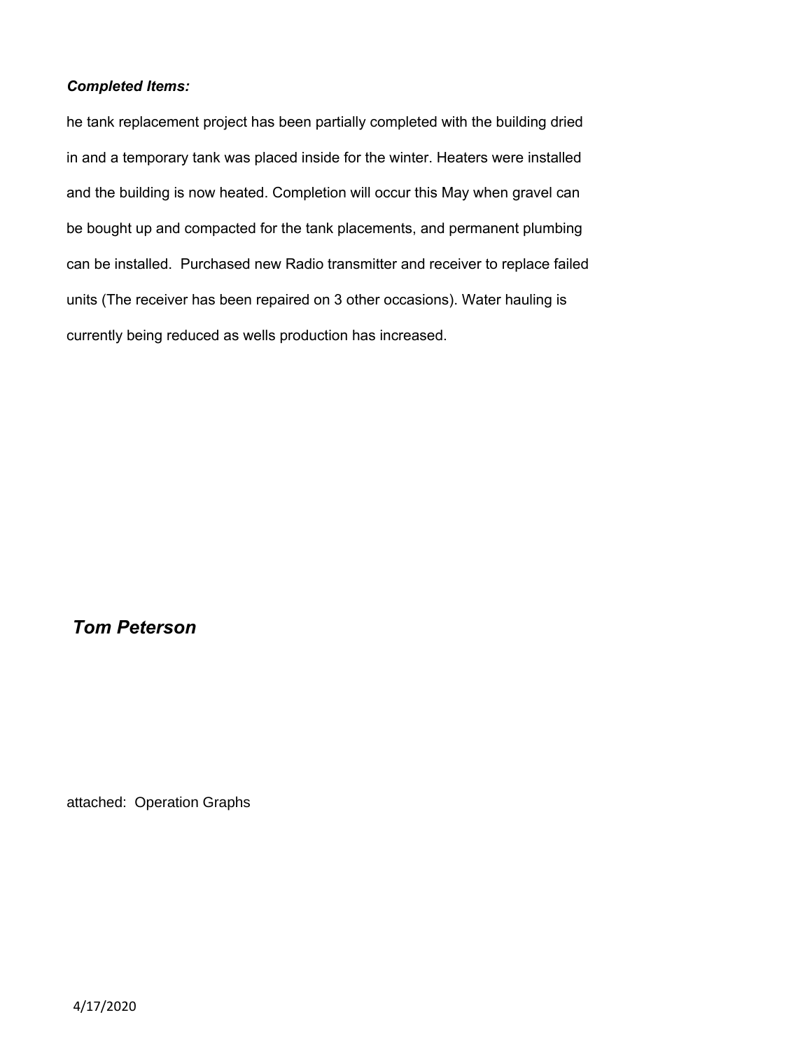***Completed Items:***

he tank replacement project has been partially completed with the building dried in and a temporary tank was placed inside for the winter. Heaters were installed and the building is now heated. Completion will occur this May when gravel can be bought up and compacted for the tank placements, and permanent plumbing can be installed.  Purchased new Radio transmitter and receiver to replace failed units (The receiver has been repaired on 3 other occasions). Water hauling is currently being reduced as wells production has increased.

***Tom Peterson***

attached:  Operation Graphs

4/17/2020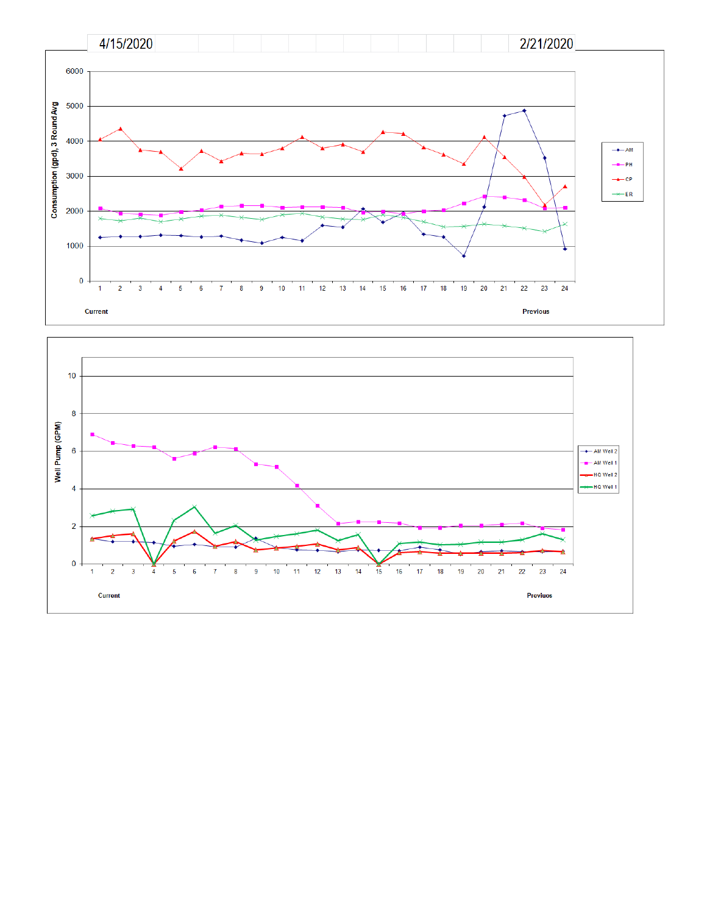4/15/2020

2/21/2020

Consumption (gpd), 3 Round Avg

6000
5000
4000
3000
2000
1000
0

1 2 3 4 5 6 7 8 9 10 11 12 13 14 15 16 17 18 19 20 21 22 23 24

Current

Previous

AM
PH
CP
ER

Well Pump (GPM)

10
8
6
4
2
0

1 2 3 4 5 6 7 8 9 10 11 12 13 14 15 16 17 18 19 20 21 22 23 24

Current

Prevluos

AM Well 2
AM Well 1
HQ Well 2
HQ Well 1